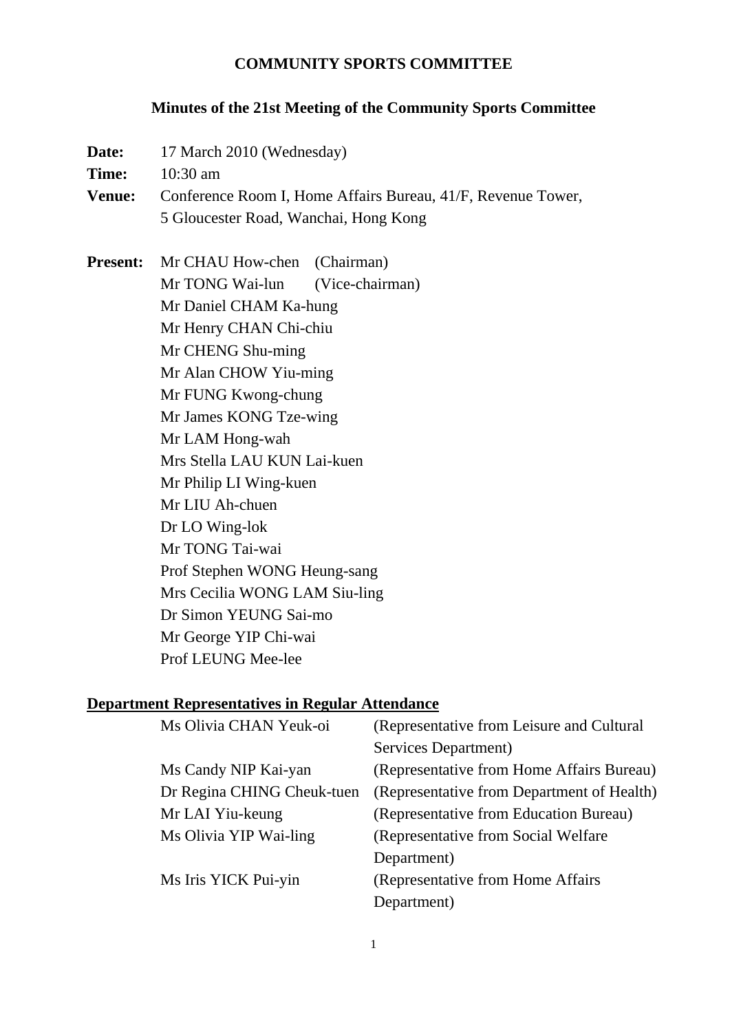# COMMUNITY SPORTS COMMITTEE

## Minutes of the 21st Meeting of the Community Sports Committee

**Date:** 17 March 2010 (Wednesday)

**Time:** 10:30 am

**Venue:** Conference Room I, Home Affairs Bureau, 41/F, Revenue Tower, 5 Gloucester Road, Wanchai, Hong Kong

**Present:**
Mr CHAU How-chen (Chairman)
Mr TONG Wai-lun (Vice-chairman)
Mr Daniel CHAM Ka-hung
Mr Henry CHAN Chi-chiu
Mr CHENG Shu-ming
Mr Alan CHOW Yiu-ming
Mr FUNG Kwong-chung
Mr James KONG Tze-wing
Mr LAM Hong-wah
Mrs Stella LAU KUN Lai-kuen
Mr Philip LI Wing-kuen
Mr LIU Ah-chuen
Dr LO Wing-lok
Mr TONG Tai-wai
Prof Stephen WONG Heung-sang
Mrs Cecilia WONG LAM Siu-ling
Dr Simon YEUNG Sai-mo
Mr George YIP Chi-wai
Prof LEUNG Mee-lee

**Department Representatives in Regular Attendance**

| | |
|---|---|
| Ms Olivia CHAN Yeuk-oi | (Representative from Leisure and Cultural Services Department) |
| Ms Candy NIP Kai-yan | (Representative from Home Affairs Bureau) |
| Dr Regina CHING Cheuk-tuen | (Representative from Department of Health) |
| Mr LAI Yiu-keung | (Representative from Education Bureau) |
| Ms Olivia YIP Wai-ling | (Representative from Social Welfare Department) |
| Ms Iris YICK Pui-yin | (Representative from Home Affairs Department) |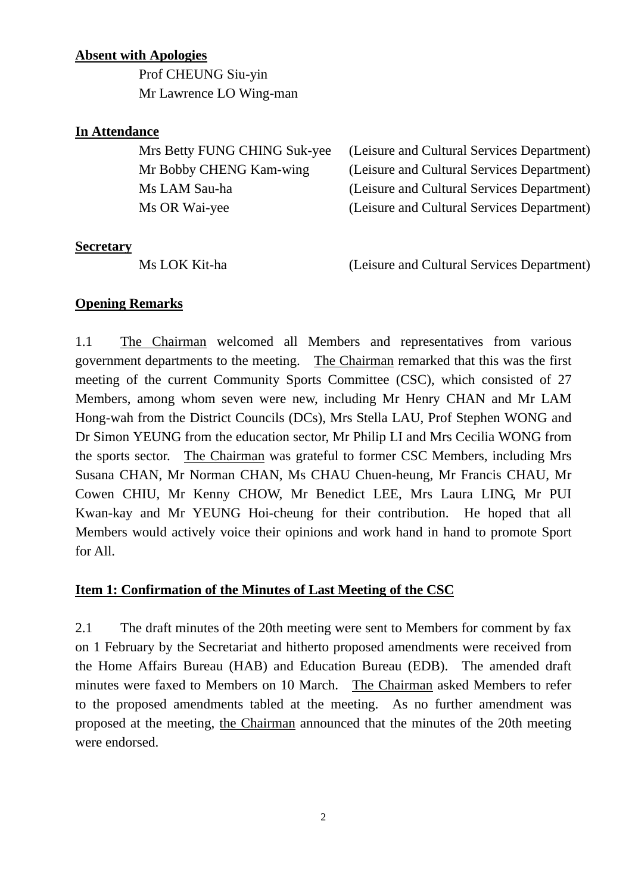**Absent with Apologies**

Prof CHEUNG Siu-yin
Mr Lawrence LO Wing-man

**In Attendance**

| | |
|---|---|
| Mrs Betty FUNG CHING Suk-yee | (Leisure and Cultural Services Department) |
| Mr Bobby CHENG Kam-wing | (Leisure and Cultural Services Department) |
| Ms LAM Sau-ha | (Leisure and Cultural Services Department) |
| Ms OR Wai-yee | (Leisure and Cultural Services Department) |

**Secretary**

| | |
|---|---|
| Ms LOK Kit-ha | (Leisure and Cultural Services Department) |

**Opening Remarks**

1.1 The Chairman welcomed all Members and representatives from various government departments to the meeting. The Chairman remarked that this was the first meeting of the current Community Sports Committee (CSC), which consisted of 27 Members, among whom seven were new, including Mr Henry CHAN and Mr LAM Hong-wah from the District Councils (DCs), Mrs Stella LAU, Prof Stephen WONG and Dr Simon YEUNG from the education sector, Mr Philip LI and Mrs Cecilia WONG from the sports sector. The Chairman was grateful to former CSC Members, including Mrs Susana CHAN, Mr Norman CHAN, Ms CHAU Chuen-heung, Mr Francis CHAU, Mr Cowen CHIU, Mr Kenny CHOW, Mr Benedict LEE, Mrs Laura LING, Mr PUI Kwan-kay and Mr YEUNG Hoi-cheung for their contribution. He hoped that all Members would actively voice their opinions and work hand in hand to promote Sport for All.

**Item 1: Confirmation of the Minutes of Last Meeting of the CSC**

2.1 The draft minutes of the 20th meeting were sent to Members for comment by fax on 1 February by the Secretariat and hitherto proposed amendments were received from the Home Affairs Bureau (HAB) and Education Bureau (EDB). The amended draft minutes were faxed to Members on 10 March. The Chairman asked Members to refer to the proposed amendments tabled at the meeting. As no further amendment was proposed at the meeting, the Chairman announced that the minutes of the 20th meeting were endorsed.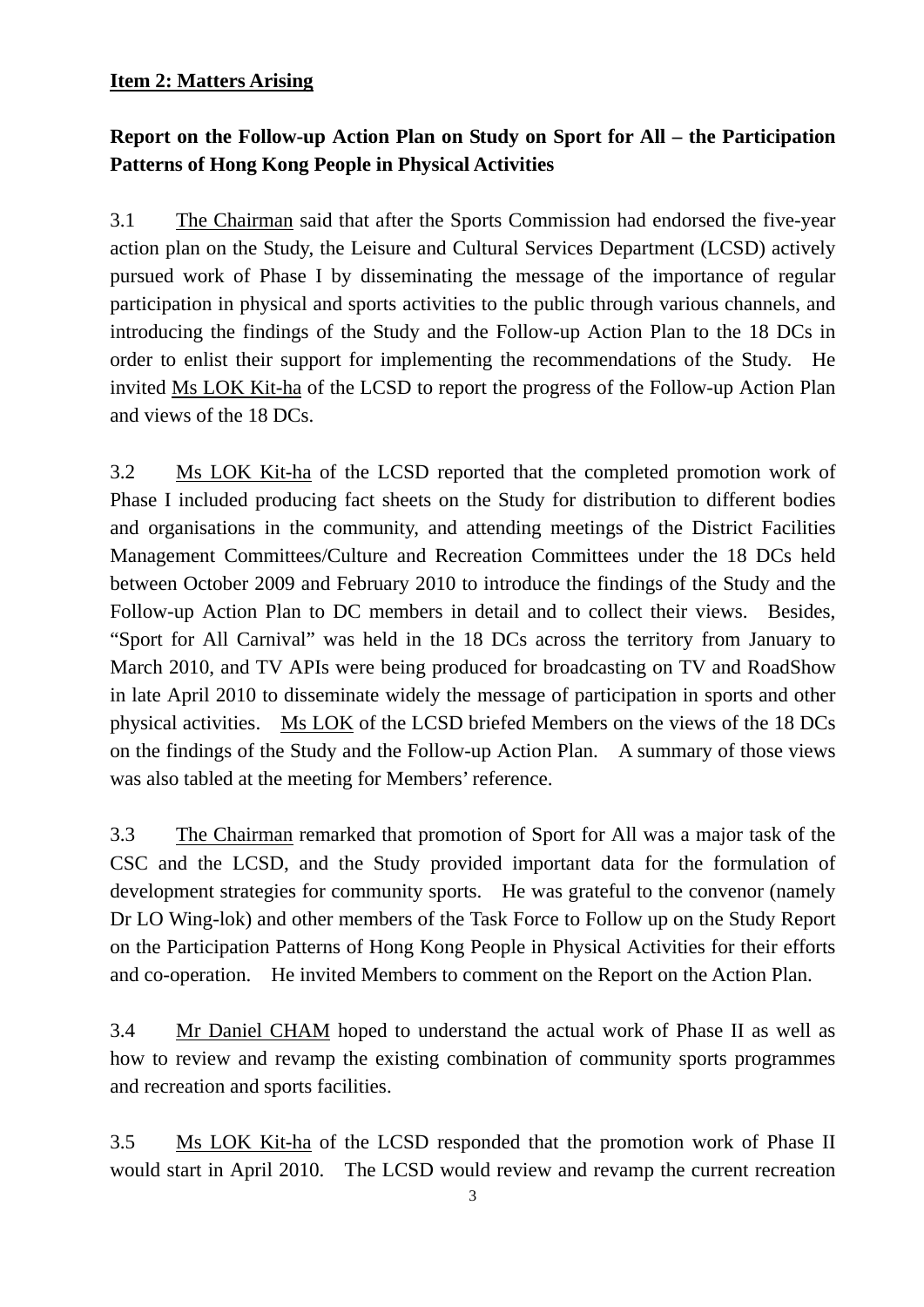**Item 2: Matters Arising**

**Report on the Follow-up Action Plan on Study on Sport for All – the Participation Patterns of Hong Kong People in Physical Activities**

3.1 The Chairman said that after the Sports Commission had endorsed the five-year action plan on the Study, the Leisure and Cultural Services Department (LCSD) actively pursued work of Phase I by disseminating the message of the importance of regular participation in physical and sports activities to the public through various channels, and introducing the findings of the Study and the Follow-up Action Plan to the 18 DCs in order to enlist their support for implementing the recommendations of the Study. He invited Ms LOK Kit-ha of the LCSD to report the progress of the Follow-up Action Plan and views of the 18 DCs.

3.2 Ms LOK Kit-ha of the LCSD reported that the completed promotion work of Phase I included producing fact sheets on the Study for distribution to different bodies and organisations in the community, and attending meetings of the District Facilities Management Committees/Culture and Recreation Committees under the 18 DCs held between October 2009 and February 2010 to introduce the findings of the Study and the Follow-up Action Plan to DC members in detail and to collect their views. Besides, "Sport for All Carnival" was held in the 18 DCs across the territory from January to March 2010, and TV APIs were being produced for broadcasting on TV and RoadShow in late April 2010 to disseminate widely the message of participation in sports and other physical activities. Ms LOK of the LCSD briefed Members on the views of the 18 DCs on the findings of the Study and the Follow-up Action Plan. A summary of those views was also tabled at the meeting for Members' reference.

3.3 The Chairman remarked that promotion of Sport for All was a major task of the CSC and the LCSD, and the Study provided important data for the formulation of development strategies for community sports. He was grateful to the convenor (namely Dr LO Wing-lok) and other members of the Task Force to Follow up on the Study Report on the Participation Patterns of Hong Kong People in Physical Activities for their efforts and co-operation. He invited Members to comment on the Report on the Action Plan.

3.4 Mr Daniel CHAM hoped to understand the actual work of Phase II as well as how to review and revamp the existing combination of community sports programmes and recreation and sports facilities.

3.5 Ms LOK Kit-ha of the LCSD responded that the promotion work of Phase II would start in April 2010. The LCSD would review and revamp the current recreation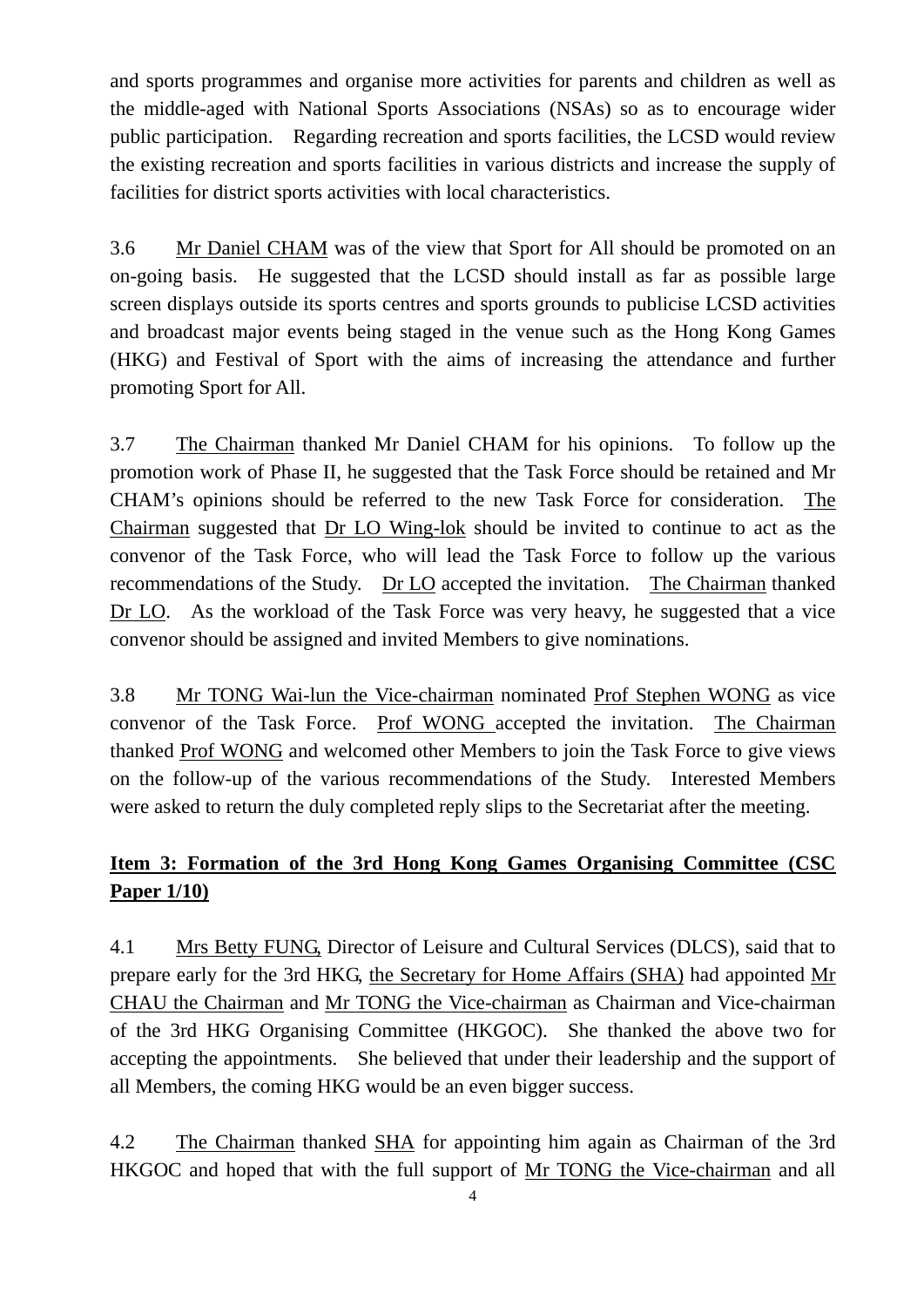and sports programmes and organise more activities for parents and children as well as the middle-aged with National Sports Associations (NSAs) so as to encourage wider public participation. Regarding recreation and sports facilities, the LCSD would review the existing recreation and sports facilities in various districts and increase the supply of facilities for district sports activities with local characteristics.

3.6 Mr Daniel CHAM was of the view that Sport for All should be promoted on an on-going basis. He suggested that the LCSD should install as far as possible large screen displays outside its sports centres and sports grounds to publicise LCSD activities and broadcast major events being staged in the venue such as the Hong Kong Games (HKG) and Festival of Sport with the aims of increasing the attendance and further promoting Sport for All.

3.7 The Chairman thanked Mr Daniel CHAM for his opinions. To follow up the promotion work of Phase II, he suggested that the Task Force should be retained and Mr CHAM's opinions should be referred to the new Task Force for consideration. The Chairman suggested that Dr LO Wing-lok should be invited to continue to act as the convenor of the Task Force, who will lead the Task Force to follow up the various recommendations of the Study. Dr LO accepted the invitation. The Chairman thanked Dr LO. As the workload of the Task Force was very heavy, he suggested that a vice convenor should be assigned and invited Members to give nominations.

3.8 Mr TONG Wai-lun the Vice-chairman nominated Prof Stephen WONG as vice convenor of the Task Force. Prof WONG accepted the invitation. The Chairman thanked Prof WONG and welcomed other Members to join the Task Force to give views on the follow-up of the various recommendations of the Study. Interested Members were asked to return the duly completed reply slips to the Secretariat after the meeting.

**Item 3: Formation of the 3rd Hong Kong Games Organising Committee (CSC Paper 1/10)**

4.1 Mrs Betty FUNG, Director of Leisure and Cultural Services (DLCS), said that to prepare early for the 3rd HKG, the Secretary for Home Affairs (SHA) had appointed Mr CHAU the Chairman and Mr TONG the Vice-chairman as Chairman and Vice-chairman of the 3rd HKG Organising Committee (HKGOC). She thanked the above two for accepting the appointments. She believed that under their leadership and the support of all Members, the coming HKG would be an even bigger success.

4.2 The Chairman thanked SHA for appointing him again as Chairman of the 3rd HKGOC and hoped that with the full support of Mr TONG the Vice-chairman and all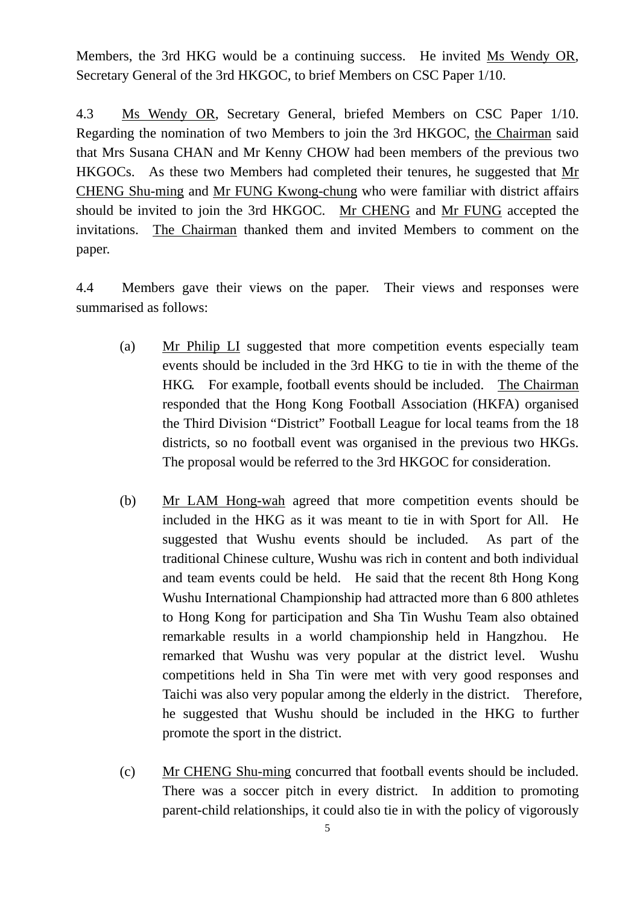Members, the 3rd HKG would be a continuing success. He invited Ms Wendy OR, Secretary General of the 3rd HKGOC, to brief Members on CSC Paper 1/10.

4.3 Ms Wendy OR, Secretary General, briefed Members on CSC Paper 1/10. Regarding the nomination of two Members to join the 3rd HKGOC, the Chairman said that Mrs Susana CHAN and Mr Kenny CHOW had been members of the previous two HKGOCs. As these two Members had completed their tenures, he suggested that Mr CHENG Shu-ming and Mr FUNG Kwong-chung who were familiar with district affairs should be invited to join the 3rd HKGOC. Mr CHENG and Mr FUNG accepted the invitations. The Chairman thanked them and invited Members to comment on the paper.

4.4 Members gave their views on the paper. Their views and responses were summarised as follows:

(a) Mr Philip LI suggested that more competition events especially team events should be included in the 3rd HKG to tie in with the theme of the HKG. For example, football events should be included. The Chairman responded that the Hong Kong Football Association (HKFA) organised the Third Division "District" Football League for local teams from the 18 districts, so no football event was organised in the previous two HKGs. The proposal would be referred to the 3rd HKGOC for consideration.

(b) Mr LAM Hong-wah agreed that more competition events should be included in the HKG as it was meant to tie in with Sport for All. He suggested that Wushu events should be included. As part of the traditional Chinese culture, Wushu was rich in content and both individual and team events could be held. He said that the recent 8th Hong Kong Wushu International Championship had attracted more than 6 800 athletes to Hong Kong for participation and Sha Tin Wushu Team also obtained remarkable results in a world championship held in Hangzhou. He remarked that Wushu was very popular at the district level. Wushu competitions held in Sha Tin were met with very good responses and Taichi was also very popular among the elderly in the district. Therefore, he suggested that Wushu should be included in the HKG to further promote the sport in the district.

(c) Mr CHENG Shu-ming concurred that football events should be included. There was a soccer pitch in every district. In addition to promoting parent-child relationships, it could also tie in with the policy of vigorously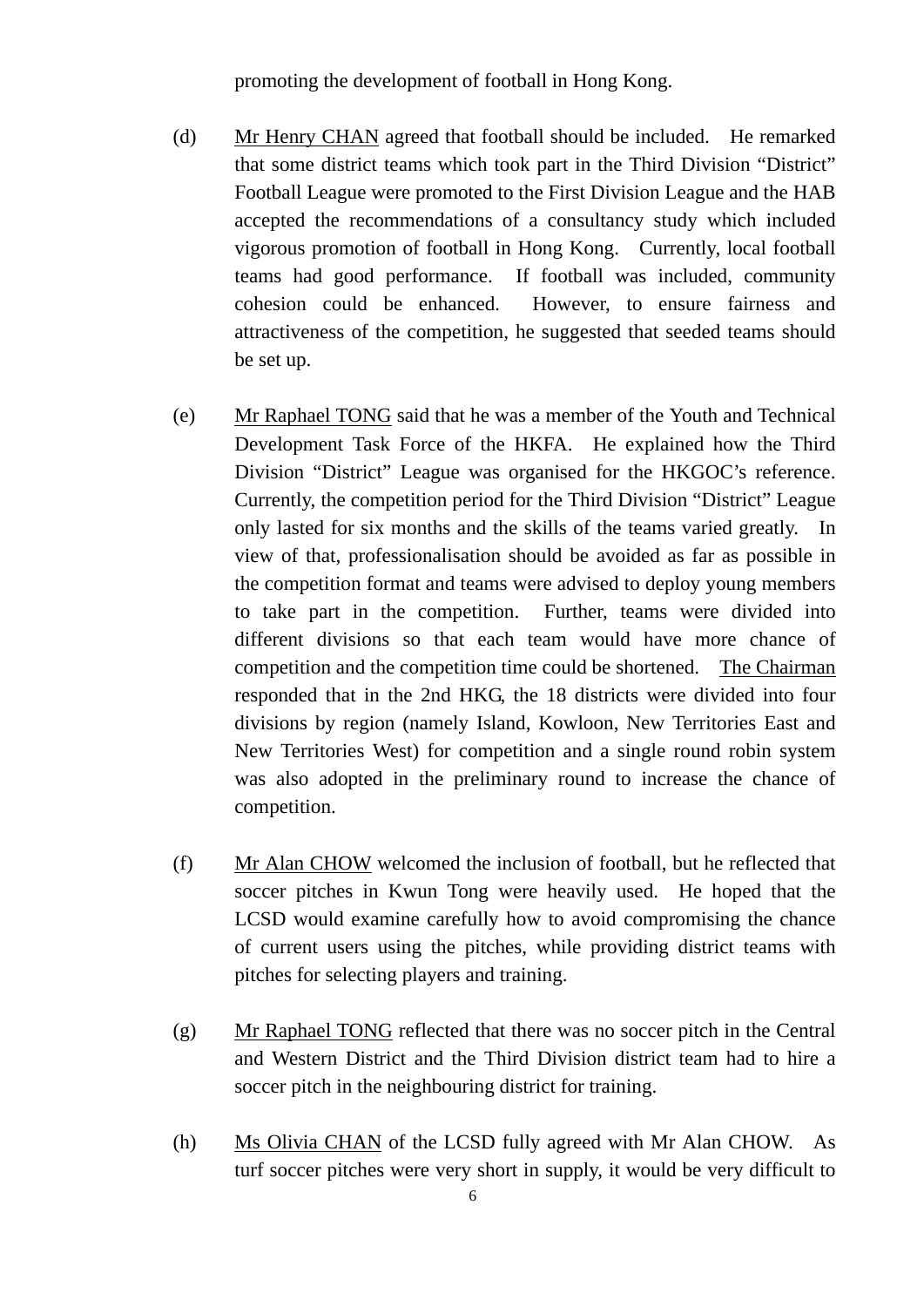promoting the development of football in Hong Kong.

(d) Mr Henry CHAN agreed that football should be included. He remarked that some district teams which took part in the Third Division "District" Football League were promoted to the First Division League and the HAB accepted the recommendations of a consultancy study which included vigorous promotion of football in Hong Kong. Currently, local football teams had good performance. If football was included, community cohesion could be enhanced. However, to ensure fairness and attractiveness of the competition, he suggested that seeded teams should be set up.

(e) Mr Raphael TONG said that he was a member of the Youth and Technical Development Task Force of the HKFA. He explained how the Third Division "District" League was organised for the HKGOC's reference. Currently, the competition period for the Third Division "District" League only lasted for six months and the skills of the teams varied greatly. In view of that, professionalisation should be avoided as far as possible in the competition format and teams were advised to deploy young members to take part in the competition. Further, teams were divided into different divisions so that each team would have more chance of competition and the competition time could be shortened. The Chairman responded that in the 2nd HKG, the 18 districts were divided into four divisions by region (namely Island, Kowloon, New Territories East and New Territories West) for competition and a single round robin system was also adopted in the preliminary round to increase the chance of competition.

(f) Mr Alan CHOW welcomed the inclusion of football, but he reflected that soccer pitches in Kwun Tong were heavily used. He hoped that the LCSD would examine carefully how to avoid compromising the chance of current users using the pitches, while providing district teams with pitches for selecting players and training.

(g) Mr Raphael TONG reflected that there was no soccer pitch in the Central and Western District and the Third Division district team had to hire a soccer pitch in the neighbouring district for training.

(h) Ms Olivia CHAN of the LCSD fully agreed with Mr Alan CHOW. As turf soccer pitches were very short in supply, it would be very difficult to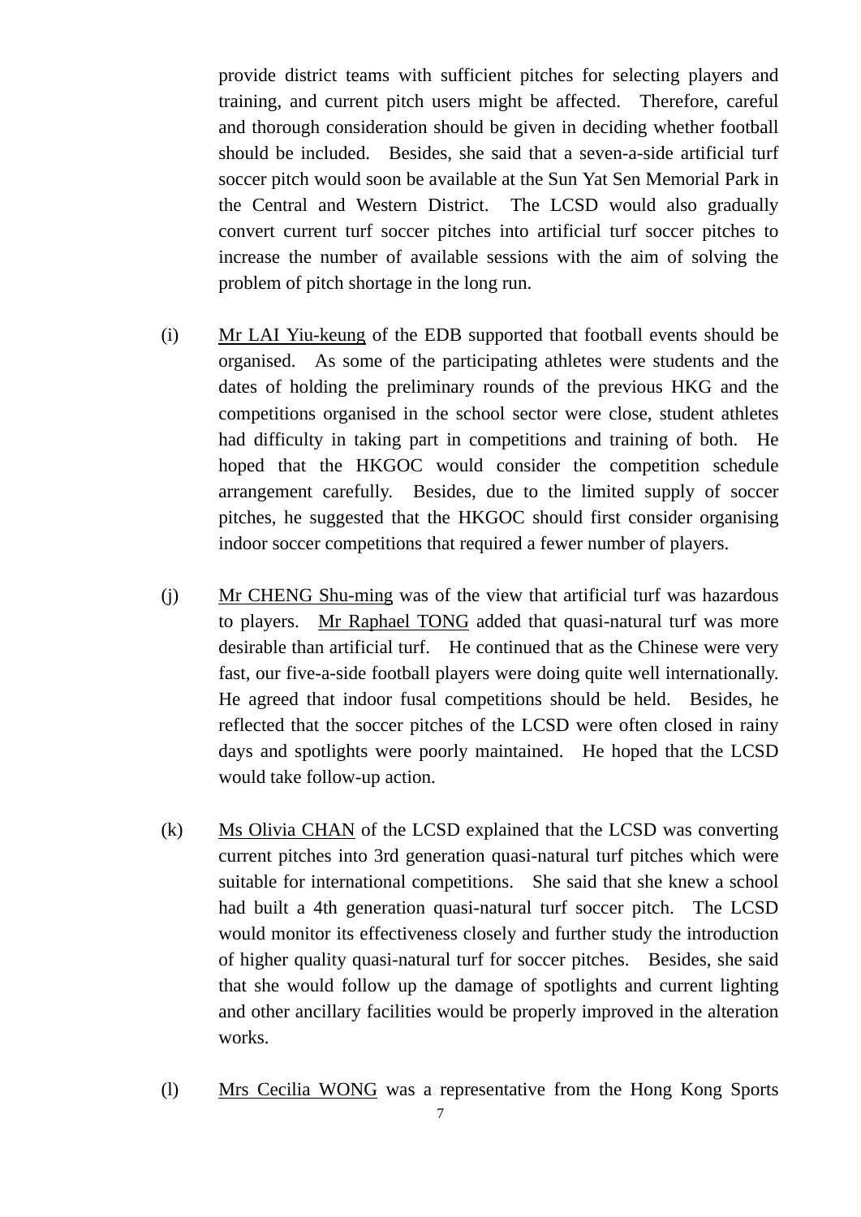provide district teams with sufficient pitches for selecting players and training, and current pitch users might be affected. Therefore, careful and thorough consideration should be given in deciding whether football should be included. Besides, she said that a seven-a-side artificial turf soccer pitch would soon be available at the Sun Yat Sen Memorial Park in the Central and Western District. The LCSD would also gradually convert current turf soccer pitches into artificial turf soccer pitches to increase the number of available sessions with the aim of solving the problem of pitch shortage in the long run.

(i) Mr LAI Yiu-keung of the EDB supported that football events should be organised. As some of the participating athletes were students and the dates of holding the preliminary rounds of the previous HKG and the competitions organised in the school sector were close, student athletes had difficulty in taking part in competitions and training of both. He hoped that the HKGOC would consider the competition schedule arrangement carefully. Besides, due to the limited supply of soccer pitches, he suggested that the HKGOC should first consider organising indoor soccer competitions that required a fewer number of players.

(j) Mr CHENG Shu-ming was of the view that artificial turf was hazardous to players. Mr Raphael TONG added that quasi-natural turf was more desirable than artificial turf. He continued that as the Chinese were very fast, our five-a-side football players were doing quite well internationally. He agreed that indoor fusal competitions should be held. Besides, he reflected that the soccer pitches of the LCSD were often closed in rainy days and spotlights were poorly maintained. He hoped that the LCSD would take follow-up action.

(k) Ms Olivia CHAN of the LCSD explained that the LCSD was converting current pitches into 3rd generation quasi-natural turf pitches which were suitable for international competitions. She said that she knew a school had built a 4th generation quasi-natural turf soccer pitch. The LCSD would monitor its effectiveness closely and further study the introduction of higher quality quasi-natural turf for soccer pitches. Besides, she said that she would follow up the damage of spotlights and current lighting and other ancillary facilities would be properly improved in the alteration works.

(l) Mrs Cecilia WONG was a representative from the Hong Kong Sports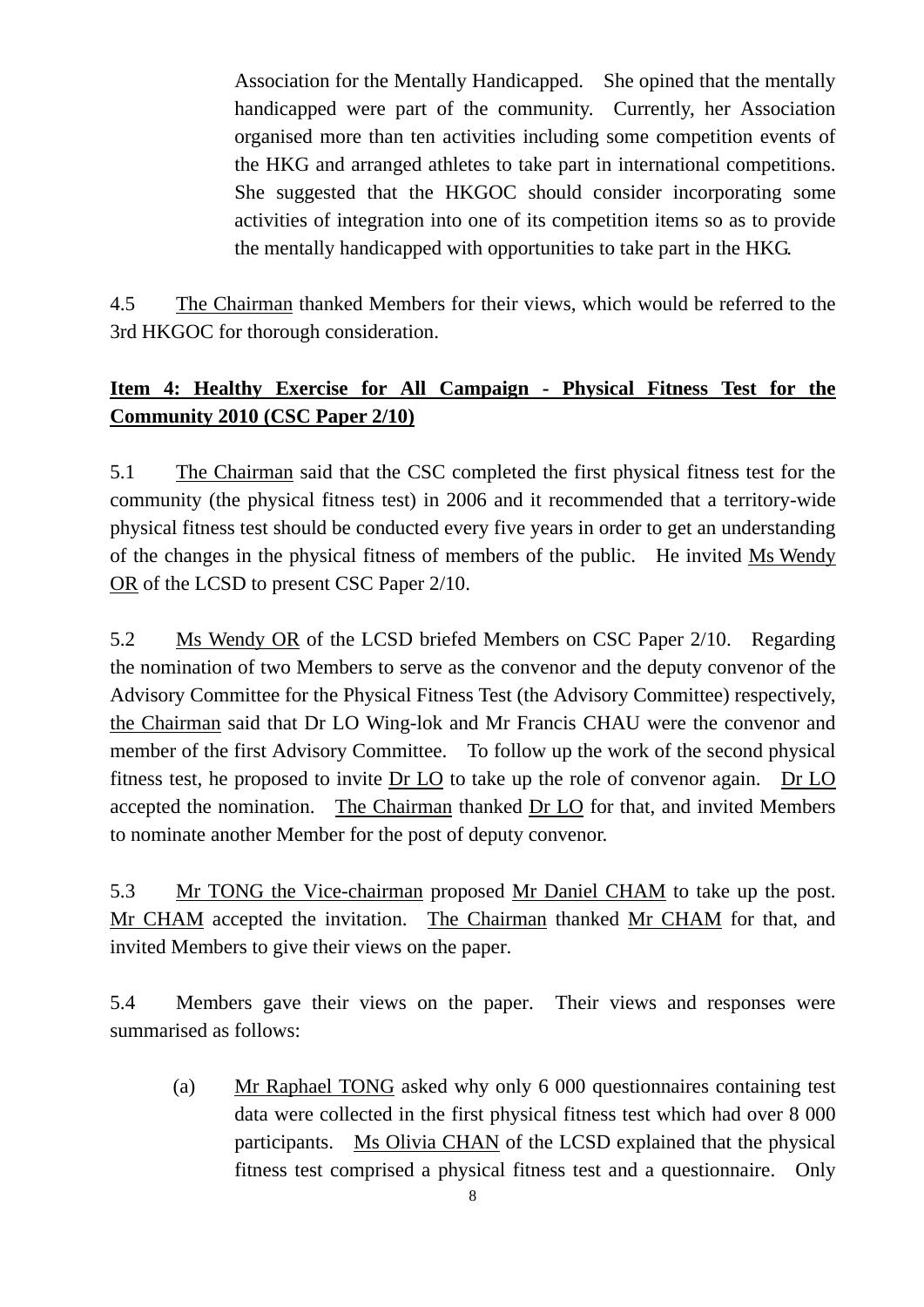Association for the Mentally Handicapped. She opined that the mentally handicapped were part of the community. Currently, her Association organised more than ten activities including some competition events of the HKG and arranged athletes to take part in international competitions. She suggested that the HKGOC should consider incorporating some activities of integration into one of its competition items so as to provide the mentally handicapped with opportunities to take part in the HKG.

4.5 The Chairman thanked Members for their views, which would be referred to the 3rd HKGOC for thorough consideration.

**Item 4: Healthy Exercise for All Campaign - Physical Fitness Test for the Community 2010 (CSC Paper 2/10)**

5.1 The Chairman said that the CSC completed the first physical fitness test for the community (the physical fitness test) in 2006 and it recommended that a territory-wide physical fitness test should be conducted every five years in order to get an understanding of the changes in the physical fitness of members of the public. He invited Ms Wendy OR of the LCSD to present CSC Paper 2/10.

5.2 Ms Wendy OR of the LCSD briefed Members on CSC Paper 2/10. Regarding the nomination of two Members to serve as the convenor and the deputy convenor of the Advisory Committee for the Physical Fitness Test (the Advisory Committee) respectively, the Chairman said that Dr LO Wing-lok and Mr Francis CHAU were the convenor and member of the first Advisory Committee. To follow up the work of the second physical fitness test, he proposed to invite Dr LO to take up the role of convenor again. Dr LO accepted the nomination. The Chairman thanked Dr LO for that, and invited Members to nominate another Member for the post of deputy convenor.

5.3 Mr TONG the Vice-chairman proposed Mr Daniel CHAM to take up the post. Mr CHAM accepted the invitation. The Chairman thanked Mr CHAM for that, and invited Members to give their views on the paper.

5.4 Members gave their views on the paper. Their views and responses were summarised as follows:

(a) Mr Raphael TONG asked why only 6 000 questionnaires containing test data were collected in the first physical fitness test which had over 8 000 participants. Ms Olivia CHAN of the LCSD explained that the physical fitness test comprised a physical fitness test and a questionnaire. Only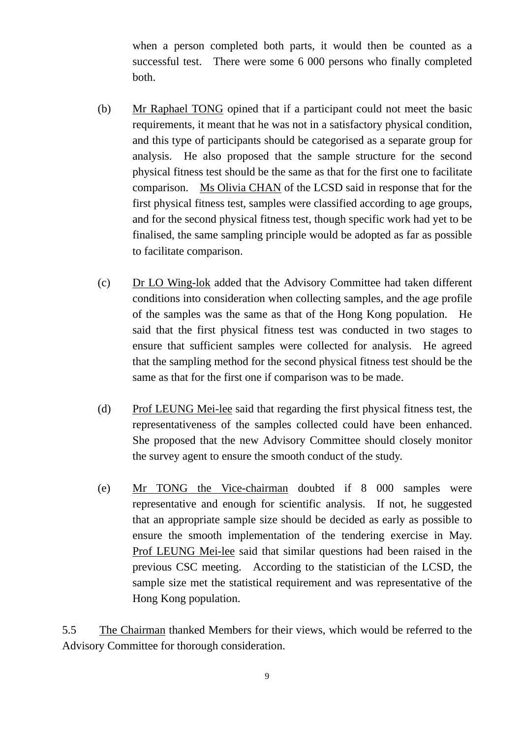when a person completed both parts, it would then be counted as a successful test. There were some 6 000 persons who finally completed both.

(b) Mr Raphael TONG opined that if a participant could not meet the basic requirements, it meant that he was not in a satisfactory physical condition, and this type of participants should be categorised as a separate group for analysis. He also proposed that the sample structure for the second physical fitness test should be the same as that for the first one to facilitate comparison. Ms Olivia CHAN of the LCSD said in response that for the first physical fitness test, samples were classified according to age groups, and for the second physical fitness test, though specific work had yet to be finalised, the same sampling principle would be adopted as far as possible to facilitate comparison.

(c) Dr LO Wing-lok added that the Advisory Committee had taken different conditions into consideration when collecting samples, and the age profile of the samples was the same as that of the Hong Kong population. He said that the first physical fitness test was conducted in two stages to ensure that sufficient samples were collected for analysis. He agreed that the sampling method for the second physical fitness test should be the same as that for the first one if comparison was to be made.

(d) Prof LEUNG Mei-lee said that regarding the first physical fitness test, the representativeness of the samples collected could have been enhanced. She proposed that the new Advisory Committee should closely monitor the survey agent to ensure the smooth conduct of the study.

(e) Mr TONG the Vice-chairman doubted if 8 000 samples were representative and enough for scientific analysis. If not, he suggested that an appropriate sample size should be decided as early as possible to ensure the smooth implementation of the tendering exercise in May. Prof LEUNG Mei-lee said that similar questions had been raised in the previous CSC meeting. According to the statistician of the LCSD, the sample size met the statistical requirement and was representative of the Hong Kong population.

5.5 The Chairman thanked Members for their views, which would be referred to the Advisory Committee for thorough consideration.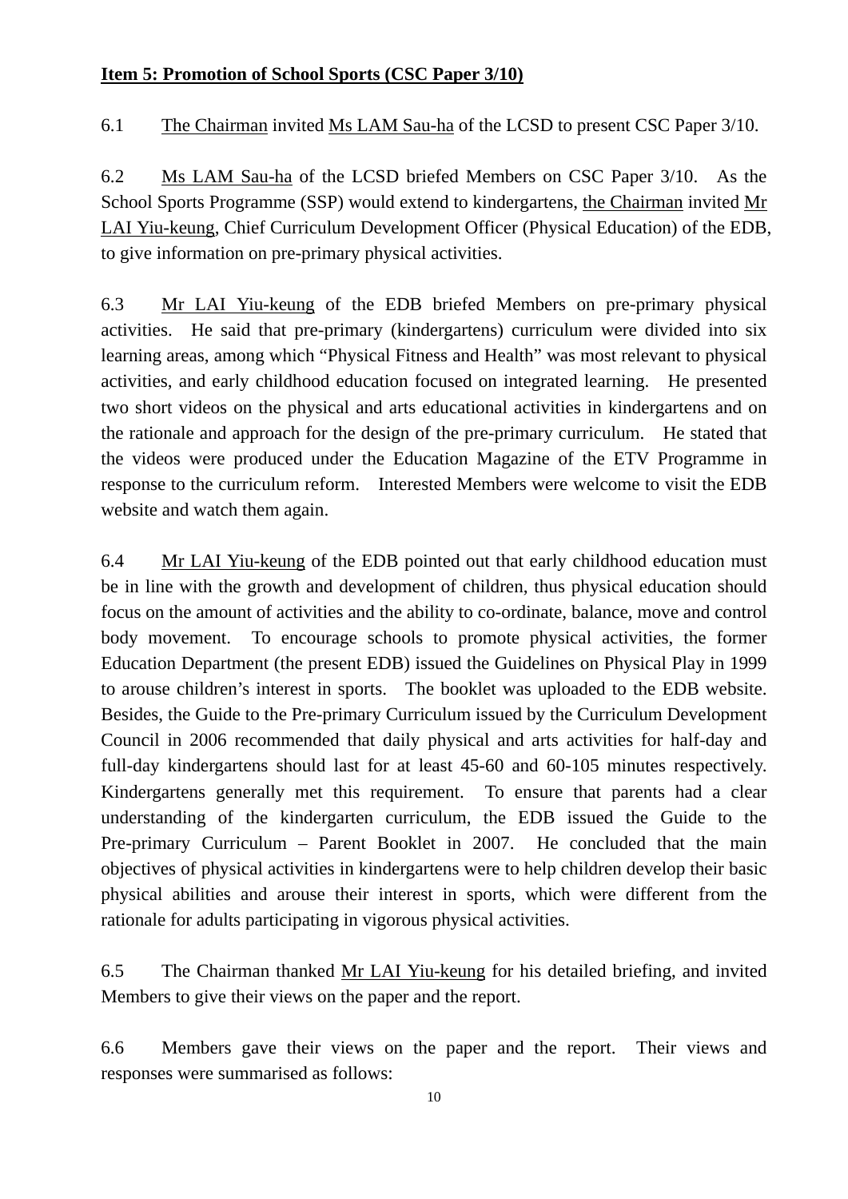**Item 5: Promotion of School Sports (CSC Paper 3/10)**

6.1 The Chairman invited Ms LAM Sau-ha of the LCSD to present CSC Paper 3/10.

6.2 Ms LAM Sau-ha of the LCSD briefed Members on CSC Paper 3/10. As the School Sports Programme (SSP) would extend to kindergartens, the Chairman invited Mr LAI Yiu-keung, Chief Curriculum Development Officer (Physical Education) of the EDB, to give information on pre-primary physical activities.

6.3 Mr LAI Yiu-keung of the EDB briefed Members on pre-primary physical activities. He said that pre-primary (kindergartens) curriculum were divided into six learning areas, among which "Physical Fitness and Health" was most relevant to physical activities, and early childhood education focused on integrated learning. He presented two short videos on the physical and arts educational activities in kindergartens and on the rationale and approach for the design of the pre-primary curriculum. He stated that the videos were produced under the Education Magazine of the ETV Programme in response to the curriculum reform. Interested Members were welcome to visit the EDB website and watch them again.

6.4 Mr LAI Yiu-keung of the EDB pointed out that early childhood education must be in line with the growth and development of children, thus physical education should focus on the amount of activities and the ability to co-ordinate, balance, move and control body movement. To encourage schools to promote physical activities, the former Education Department (the present EDB) issued the Guidelines on Physical Play in 1999 to arouse children's interest in sports. The booklet was uploaded to the EDB website. Besides, the Guide to the Pre-primary Curriculum issued by the Curriculum Development Council in 2006 recommended that daily physical and arts activities for half-day and full-day kindergartens should last for at least 45-60 and 60-105 minutes respectively. Kindergartens generally met this requirement. To ensure that parents had a clear understanding of the kindergarten curriculum, the EDB issued the Guide to the Pre-primary Curriculum – Parent Booklet in 2007. He concluded that the main objectives of physical activities in kindergartens were to help children develop their basic physical abilities and arouse their interest in sports, which were different from the rationale for adults participating in vigorous physical activities.

6.5 The Chairman thanked Mr LAI Yiu-keung for his detailed briefing, and invited Members to give their views on the paper and the report.

6.6 Members gave their views on the paper and the report. Their views and responses were summarised as follows: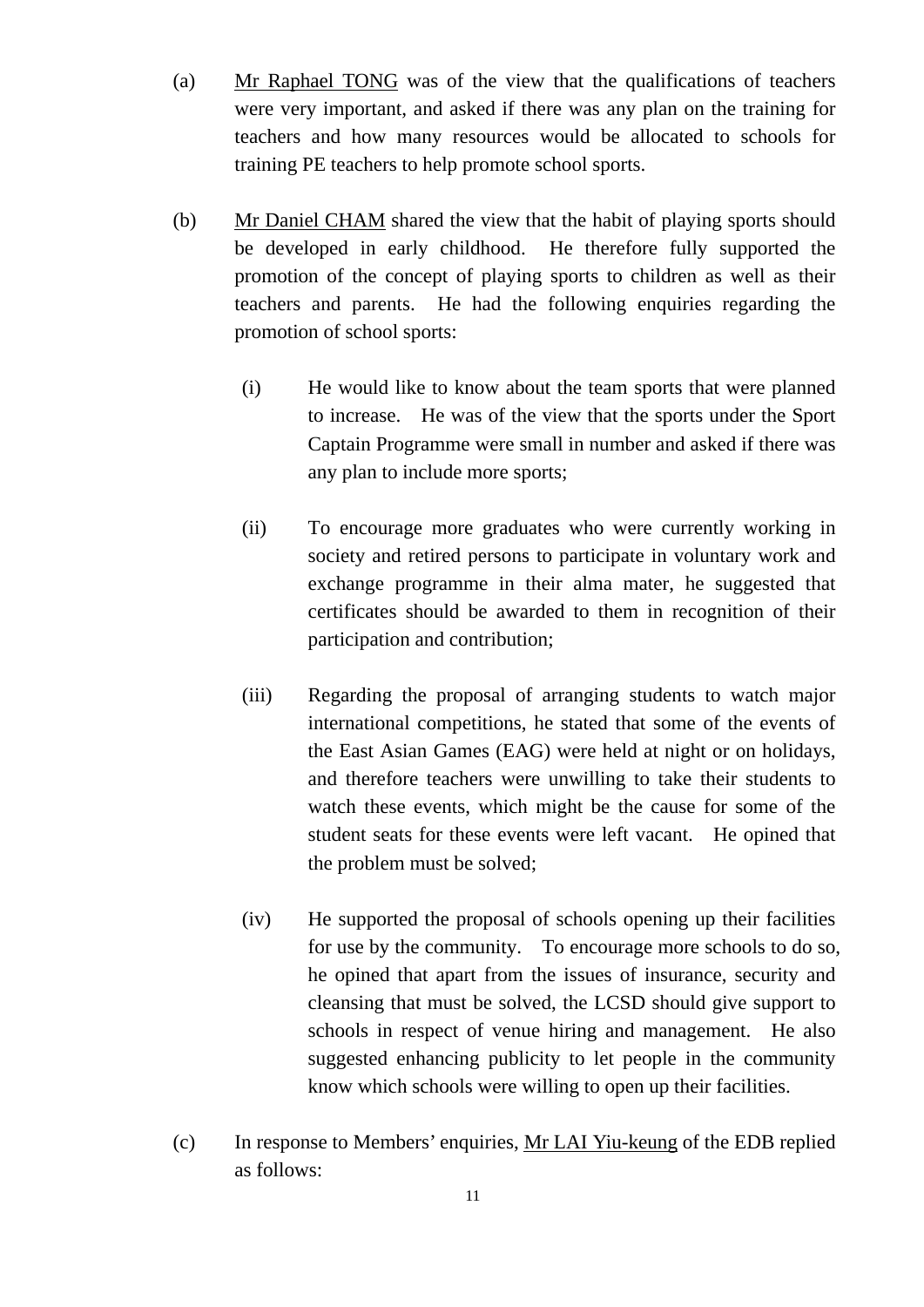(a) Mr Raphael TONG was of the view that the qualifications of teachers were very important, and asked if there was any plan on the training for teachers and how many resources would be allocated to schools for training PE teachers to help promote school sports.

(b) Mr Daniel CHAM shared the view that the habit of playing sports should be developed in early childhood. He therefore fully supported the promotion of the concept of playing sports to children as well as their teachers and parents. He had the following enquiries regarding the promotion of school sports:

   (i) He would like to know about the team sports that were planned to increase. He was of the view that the sports under the Sport Captain Programme were small in number and asked if there was any plan to include more sports;

   (ii) To encourage more graduates who were currently working in society and retired persons to participate in voluntary work and exchange programme in their alma mater, he suggested that certificates should be awarded to them in recognition of their participation and contribution;

   (iii) Regarding the proposal of arranging students to watch major international competitions, he stated that some of the events of the East Asian Games (EAG) were held at night or on holidays, and therefore teachers were unwilling to take their students to watch these events, which might be the cause for some of the student seats for these events were left vacant. He opined that the problem must be solved;

   (iv) He supported the proposal of schools opening up their facilities for use by the community. To encourage more schools to do so, he opined that apart from the issues of insurance, security and cleansing that must be solved, the LCSD should give support to schools in respect of venue hiring and management. He also suggested enhancing publicity to let people in the community know which schools were willing to open up their facilities.

(c) In response to Members' enquiries, Mr LAI Yiu-keung of the EDB replied as follows: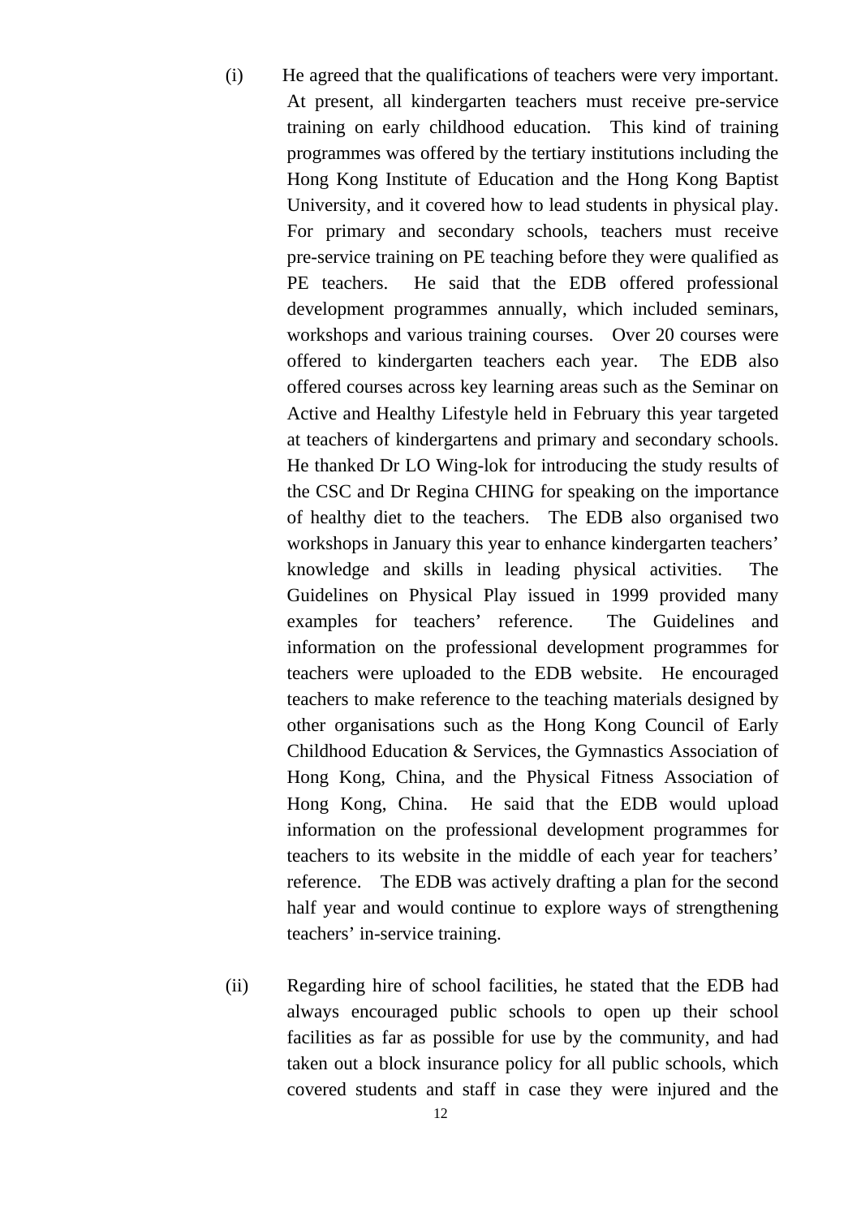(i) He agreed that the qualifications of teachers were very important. At present, all kindergarten teachers must receive pre-service training on early childhood education. This kind of training programmes was offered by the tertiary institutions including the Hong Kong Institute of Education and the Hong Kong Baptist University, and it covered how to lead students in physical play. For primary and secondary schools, teachers must receive pre-service training on PE teaching before they were qualified as PE teachers. He said that the EDB offered professional development programmes annually, which included seminars, workshops and various training courses. Over 20 courses were offered to kindergarten teachers each year. The EDB also offered courses across key learning areas such as the Seminar on Active and Healthy Lifestyle held in February this year targeted at teachers of kindergartens and primary and secondary schools. He thanked Dr LO Wing-lok for introducing the study results of the CSC and Dr Regina CHING for speaking on the importance of healthy diet to the teachers. The EDB also organised two workshops in January this year to enhance kindergarten teachers' knowledge and skills in leading physical activities. The Guidelines on Physical Play issued in 1999 provided many examples for teachers' reference. The Guidelines and information on the professional development programmes for teachers were uploaded to the EDB website. He encouraged teachers to make reference to the teaching materials designed by other organisations such as the Hong Kong Council of Early Childhood Education & Services, the Gymnastics Association of Hong Kong, China, and the Physical Fitness Association of Hong Kong, China. He said that the EDB would upload information on the professional development programmes for teachers to its website in the middle of each year for teachers' reference. The EDB was actively drafting a plan for the second half year and would continue to explore ways of strengthening teachers' in-service training.

(ii) Regarding hire of school facilities, he stated that the EDB had always encouraged public schools to open up their school facilities as far as possible for use by the community, and had taken out a block insurance policy for all public schools, which covered students and staff in case they were injured and the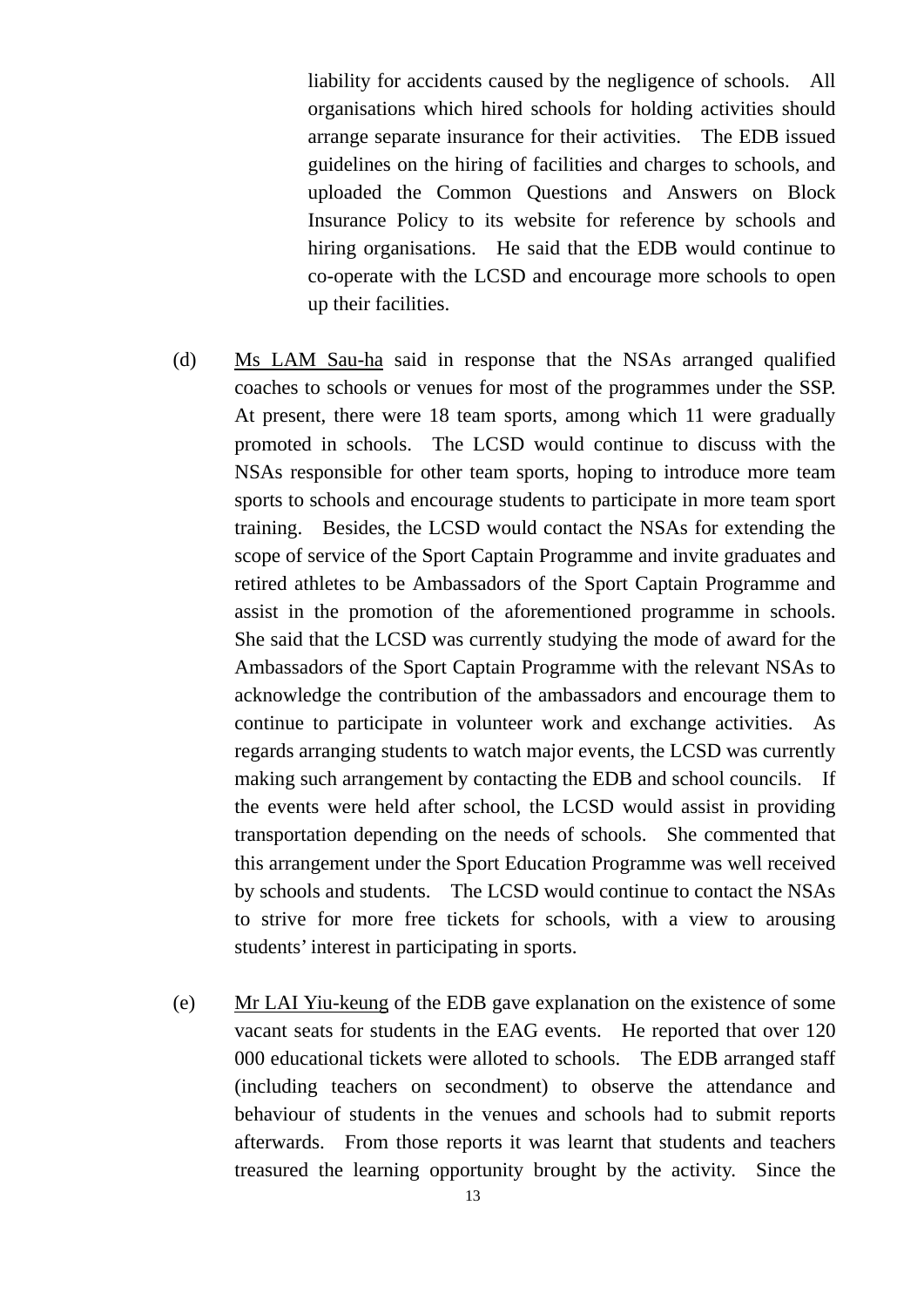liability for accidents caused by the negligence of schools. All organisations which hired schools for holding activities should arrange separate insurance for their activities. The EDB issued guidelines on the hiring of facilities and charges to schools, and uploaded the Common Questions and Answers on Block Insurance Policy to its website for reference by schools and hiring organisations. He said that the EDB would continue to co-operate with the LCSD and encourage more schools to open up their facilities.

(d) Ms LAM Sau-ha said in response that the NSAs arranged qualified coaches to schools or venues for most of the programmes under the SSP. At present, there were 18 team sports, among which 11 were gradually promoted in schools. The LCSD would continue to discuss with the NSAs responsible for other team sports, hoping to introduce more team sports to schools and encourage students to participate in more team sport training. Besides, the LCSD would contact the NSAs for extending the scope of service of the Sport Captain Programme and invite graduates and retired athletes to be Ambassadors of the Sport Captain Programme and assist in the promotion of the aforementioned programme in schools. She said that the LCSD was currently studying the mode of award for the Ambassadors of the Sport Captain Programme with the relevant NSAs to acknowledge the contribution of the ambassadors and encourage them to continue to participate in volunteer work and exchange activities. As regards arranging students to watch major events, the LCSD was currently making such arrangement by contacting the EDB and school councils. If the events were held after school, the LCSD would assist in providing transportation depending on the needs of schools. She commented that this arrangement under the Sport Education Programme was well received by schools and students. The LCSD would continue to contact the NSAs to strive for more free tickets for schools, with a view to arousing students' interest in participating in sports.

(e) Mr LAI Yiu-keung of the EDB gave explanation on the existence of some vacant seats for students in the EAG events. He reported that over 120 000 educational tickets were alloted to schools. The EDB arranged staff (including teachers on secondment) to observe the attendance and behaviour of students in the venues and schools had to submit reports afterwards. From those reports it was learnt that students and teachers treasured the learning opportunity brought by the activity. Since the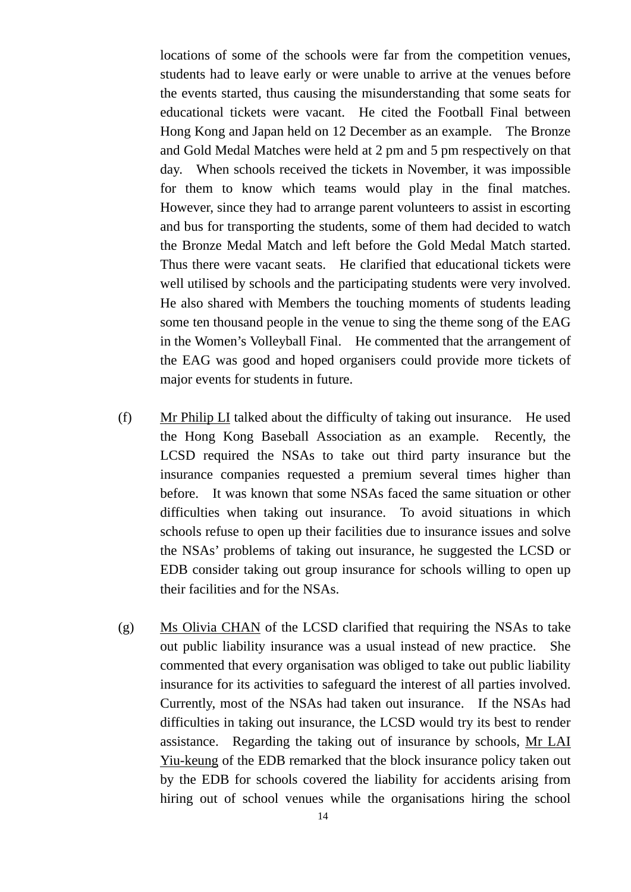locations of some of the schools were far from the competition venues, students had to leave early or were unable to arrive at the venues before the events started, thus causing the misunderstanding that some seats for educational tickets were vacant. He cited the Football Final between Hong Kong and Japan held on 12 December as an example. The Bronze and Gold Medal Matches were held at 2 pm and 5 pm respectively on that day. When schools received the tickets in November, it was impossible for them to know which teams would play in the final matches. However, since they had to arrange parent volunteers to assist in escorting and bus for transporting the students, some of them had decided to watch the Bronze Medal Match and left before the Gold Medal Match started. Thus there were vacant seats. He clarified that educational tickets were well utilised by schools and the participating students were very involved. He also shared with Members the touching moments of students leading some ten thousand people in the venue to sing the theme song of the EAG in the Women's Volleyball Final. He commented that the arrangement of the EAG was good and hoped organisers could provide more tickets of major events for students in future.

(f) Mr Philip LI talked about the difficulty of taking out insurance. He used the Hong Kong Baseball Association as an example. Recently, the LCSD required the NSAs to take out third party insurance but the insurance companies requested a premium several times higher than before. It was known that some NSAs faced the same situation or other difficulties when taking out insurance. To avoid situations in which schools refuse to open up their facilities due to insurance issues and solve the NSAs' problems of taking out insurance, he suggested the LCSD or EDB consider taking out group insurance for schools willing to open up their facilities and for the NSAs.

(g) Ms Olivia CHAN of the LCSD clarified that requiring the NSAs to take out public liability insurance was a usual instead of new practice. She commented that every organisation was obliged to take out public liability insurance for its activities to safeguard the interest of all parties involved. Currently, most of the NSAs had taken out insurance. If the NSAs had difficulties in taking out insurance, the LCSD would try its best to render assistance. Regarding the taking out of insurance by schools, Mr LAI Yiu-keung of the EDB remarked that the block insurance policy taken out by the EDB for schools covered the liability for accidents arising from hiring out of school venues while the organisations hiring the school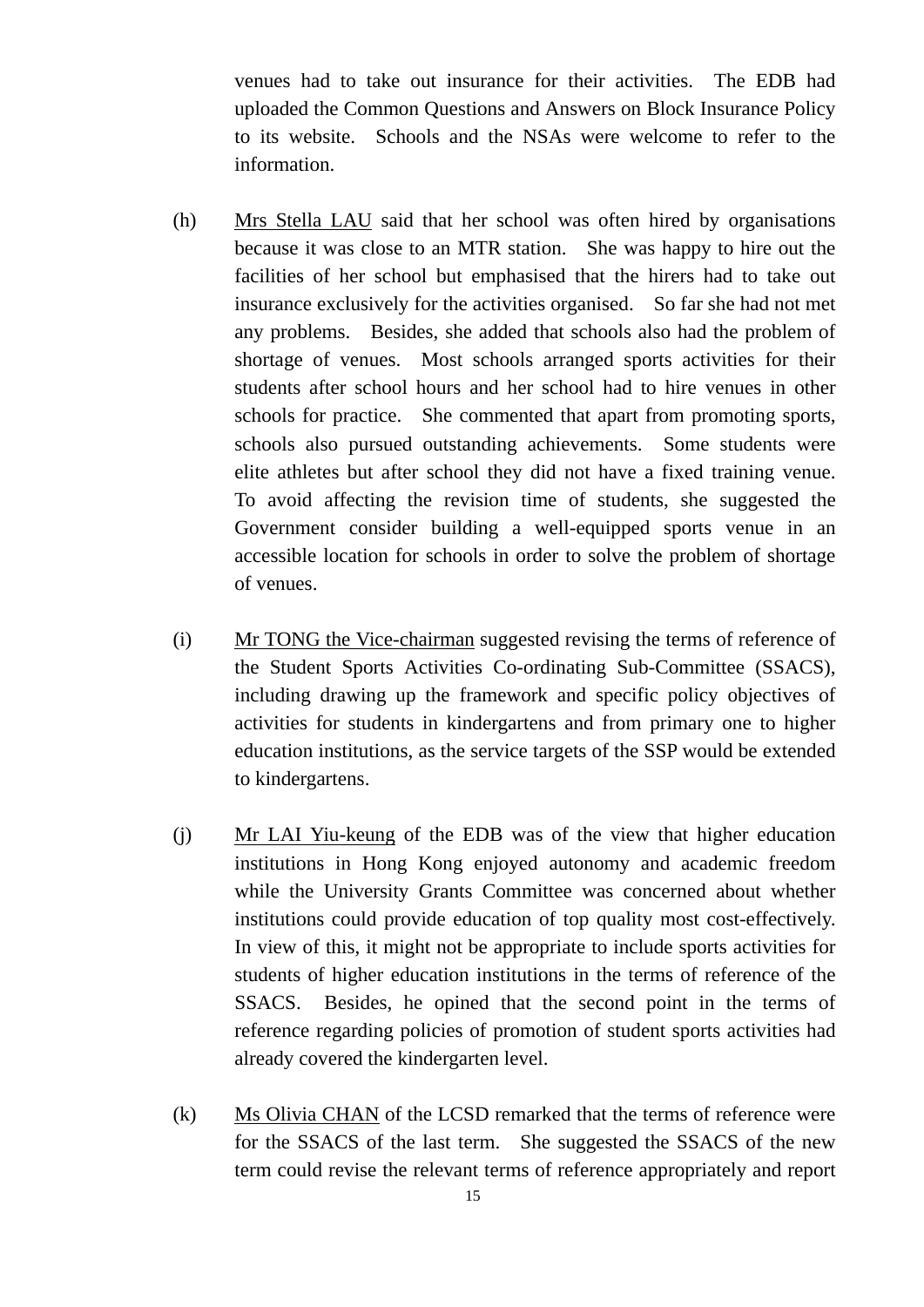venues had to take out insurance for their activities. The EDB had uploaded the Common Questions and Answers on Block Insurance Policy to its website. Schools and the NSAs were welcome to refer to the information.

(h) Mrs Stella LAU said that her school was often hired by organisations because it was close to an MTR station. She was happy to hire out the facilities of her school but emphasised that the hirers had to take out insurance exclusively for the activities organised. So far she had not met any problems. Besides, she added that schools also had the problem of shortage of venues. Most schools arranged sports activities for their students after school hours and her school had to hire venues in other schools for practice. She commented that apart from promoting sports, schools also pursued outstanding achievements. Some students were elite athletes but after school they did not have a fixed training venue. To avoid affecting the revision time of students, she suggested the Government consider building a well-equipped sports venue in an accessible location for schools in order to solve the problem of shortage of venues.

(i) Mr TONG the Vice-chairman suggested revising the terms of reference of the Student Sports Activities Co-ordinating Sub-Committee (SSACS), including drawing up the framework and specific policy objectives of activities for students in kindergartens and from primary one to higher education institutions, as the service targets of the SSP would be extended to kindergartens.

(j) Mr LAI Yiu-keung of the EDB was of the view that higher education institutions in Hong Kong enjoyed autonomy and academic freedom while the University Grants Committee was concerned about whether institutions could provide education of top quality most cost-effectively. In view of this, it might not be appropriate to include sports activities for students of higher education institutions in the terms of reference of the SSACS. Besides, he opined that the second point in the terms of reference regarding policies of promotion of student sports activities had already covered the kindergarten level.

(k) Ms Olivia CHAN of the LCSD remarked that the terms of reference were for the SSACS of the last term. She suggested the SSACS of the new term could revise the relevant terms of reference appropriately and report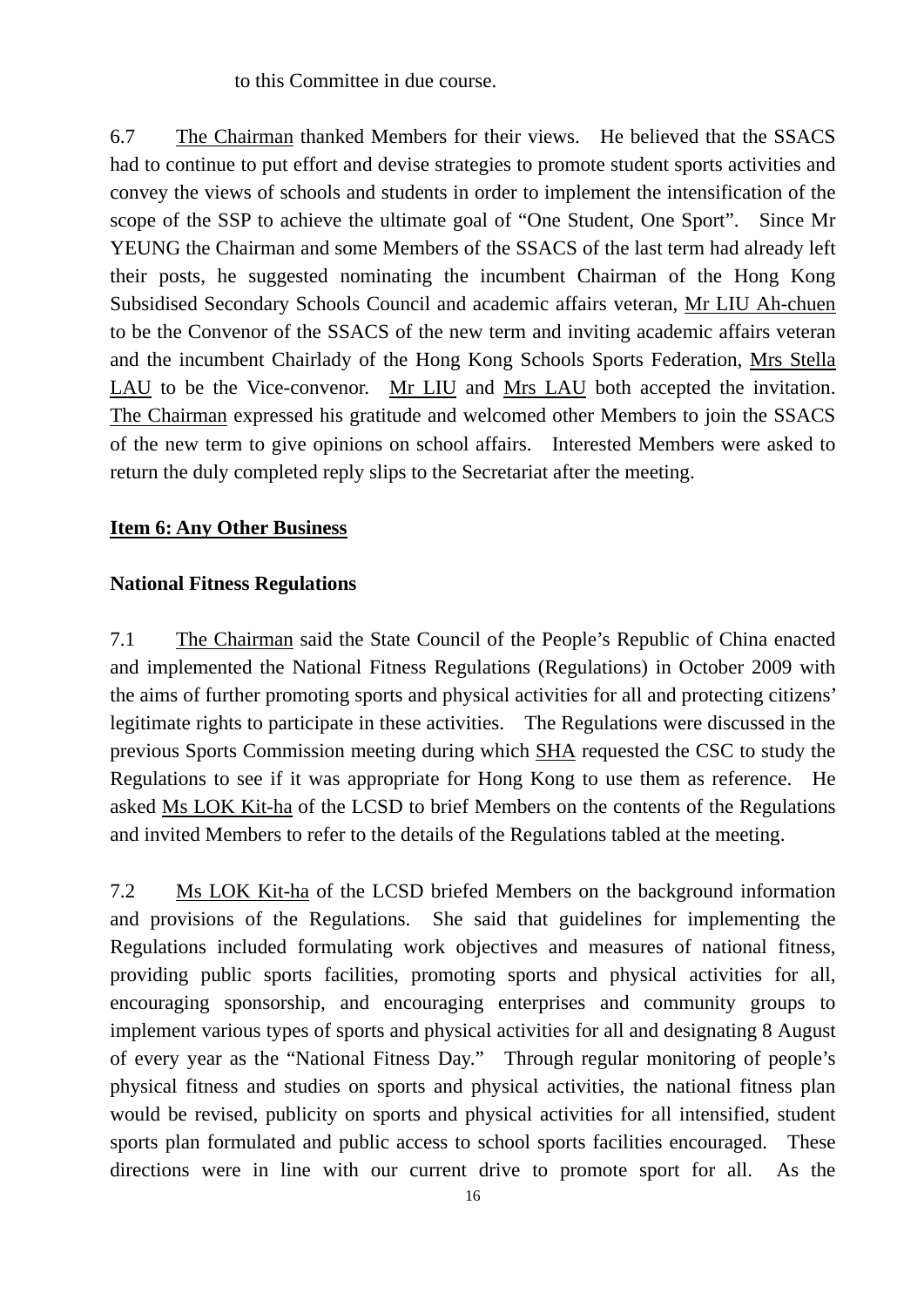to this Committee in due course.

6.7 The Chairman thanked Members for their views. He believed that the SSACS had to continue to put effort and devise strategies to promote student sports activities and convey the views of schools and students in order to implement the intensification of the scope of the SSP to achieve the ultimate goal of "One Student, One Sport". Since Mr YEUNG the Chairman and some Members of the SSACS of the last term had already left their posts, he suggested nominating the incumbent Chairman of the Hong Kong Subsidised Secondary Schools Council and academic affairs veteran, Mr LIU Ah-chuen to be the Convenor of the SSACS of the new term and inviting academic affairs veteran and the incumbent Chairlady of the Hong Kong Schools Sports Federation, Mrs Stella LAU to be the Vice-convenor. Mr LIU and Mrs LAU both accepted the invitation. The Chairman expressed his gratitude and welcomed other Members to join the SSACS of the new term to give opinions on school affairs. Interested Members were asked to return the duly completed reply slips to the Secretariat after the meeting.

**Item 6: Any Other Business**

**National Fitness Regulations**

7.1 The Chairman said the State Council of the People's Republic of China enacted and implemented the National Fitness Regulations (Regulations) in October 2009 with the aims of further promoting sports and physical activities for all and protecting citizens' legitimate rights to participate in these activities. The Regulations were discussed in the previous Sports Commission meeting during which SHA requested the CSC to study the Regulations to see if it was appropriate for Hong Kong to use them as reference. He asked Ms LOK Kit-ha of the LCSD to brief Members on the contents of the Regulations and invited Members to refer to the details of the Regulations tabled at the meeting.

7.2 Ms LOK Kit-ha of the LCSD briefed Members on the background information and provisions of the Regulations. She said that guidelines for implementing the Regulations included formulating work objectives and measures of national fitness, providing public sports facilities, promoting sports and physical activities for all, encouraging sponsorship, and encouraging enterprises and community groups to implement various types of sports and physical activities for all and designating 8 August of every year as the "National Fitness Day." Through regular monitoring of people's physical fitness and studies on sports and physical activities, the national fitness plan would be revised, publicity on sports and physical activities for all intensified, student sports plan formulated and public access to school sports facilities encouraged. These directions were in line with our current drive to promote sport for all. As the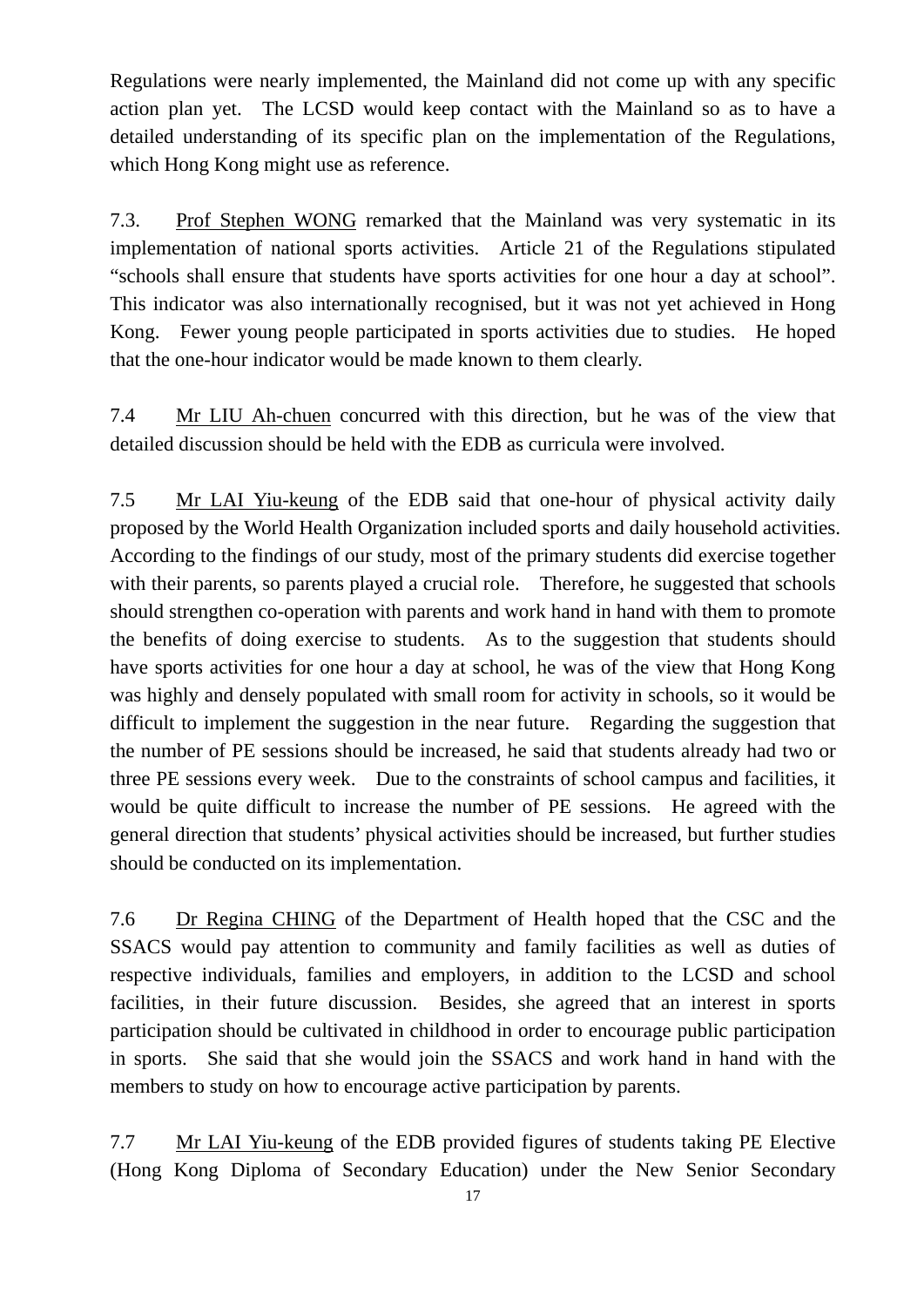Regulations were nearly implemented, the Mainland did not come up with any specific action plan yet. The LCSD would keep contact with the Mainland so as to have a detailed understanding of its specific plan on the implementation of the Regulations, which Hong Kong might use as reference.

7.3. Prof Stephen WONG remarked that the Mainland was very systematic in its implementation of national sports activities. Article 21 of the Regulations stipulated "schools shall ensure that students have sports activities for one hour a day at school". This indicator was also internationally recognised, but it was not yet achieved in Hong Kong. Fewer young people participated in sports activities due to studies. He hoped that the one-hour indicator would be made known to them clearly.

7.4 Mr LIU Ah-chuen concurred with this direction, but he was of the view that detailed discussion should be held with the EDB as curricula were involved.

7.5 Mr LAI Yiu-keung of the EDB said that one-hour of physical activity daily proposed by the World Health Organization included sports and daily household activities. According to the findings of our study, most of the primary students did exercise together with their parents, so parents played a crucial role. Therefore, he suggested that schools should strengthen co-operation with parents and work hand in hand with them to promote the benefits of doing exercise to students. As to the suggestion that students should have sports activities for one hour a day at school, he was of the view that Hong Kong was highly and densely populated with small room for activity in schools, so it would be difficult to implement the suggestion in the near future. Regarding the suggestion that the number of PE sessions should be increased, he said that students already had two or three PE sessions every week. Due to the constraints of school campus and facilities, it would be quite difficult to increase the number of PE sessions. He agreed with the general direction that students' physical activities should be increased, but further studies should be conducted on its implementation.

7.6 Dr Regina CHING of the Department of Health hoped that the CSC and the SSACS would pay attention to community and family facilities as well as duties of respective individuals, families and employers, in addition to the LCSD and school facilities, in their future discussion. Besides, she agreed that an interest in sports participation should be cultivated in childhood in order to encourage public participation in sports. She said that she would join the SSACS and work hand in hand with the members to study on how to encourage active participation by parents.

7.7 Mr LAI Yiu-keung of the EDB provided figures of students taking PE Elective (Hong Kong Diploma of Secondary Education) under the New Senior Secondary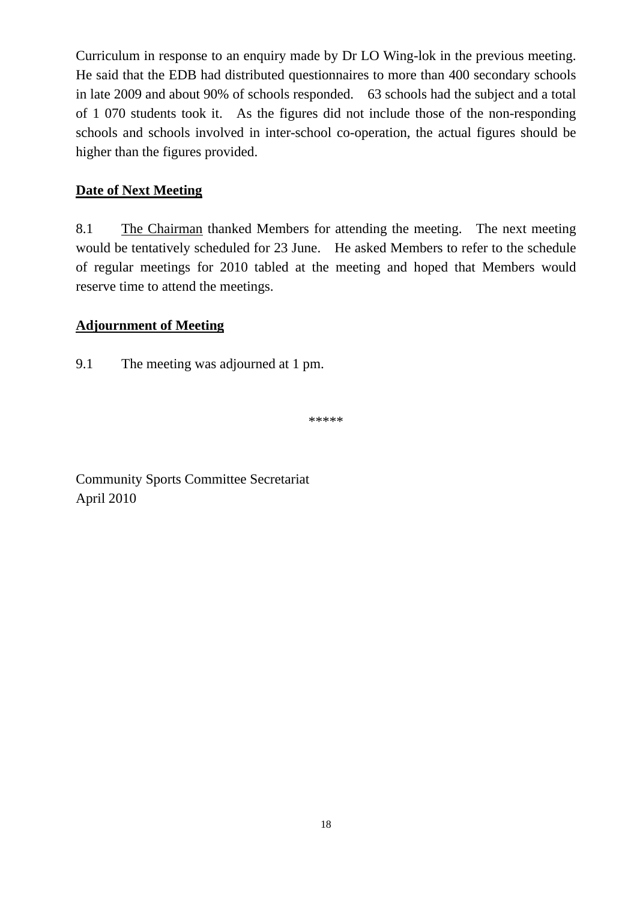Curriculum in response to an enquiry made by Dr LO Wing-lok in the previous meeting. He said that the EDB had distributed questionnaires to more than 400 secondary schools in late 2009 and about 90% of schools responded. 63 schools had the subject and a total of 1 070 students took it. As the figures did not include those of the non-responding schools and schools involved in inter-school co-operation, the actual figures should be higher than the figures provided.

**Date of Next Meeting**

8.1 The Chairman thanked Members for attending the meeting. The next meeting would be tentatively scheduled for 23 June. He asked Members to refer to the schedule of regular meetings for 2010 tabled at the meeting and hoped that Members would reserve time to attend the meetings.

**Adjournment of Meeting**

9.1 The meeting was adjourned at 1 pm.

*****

Community Sports Committee Secretariat
April 2010